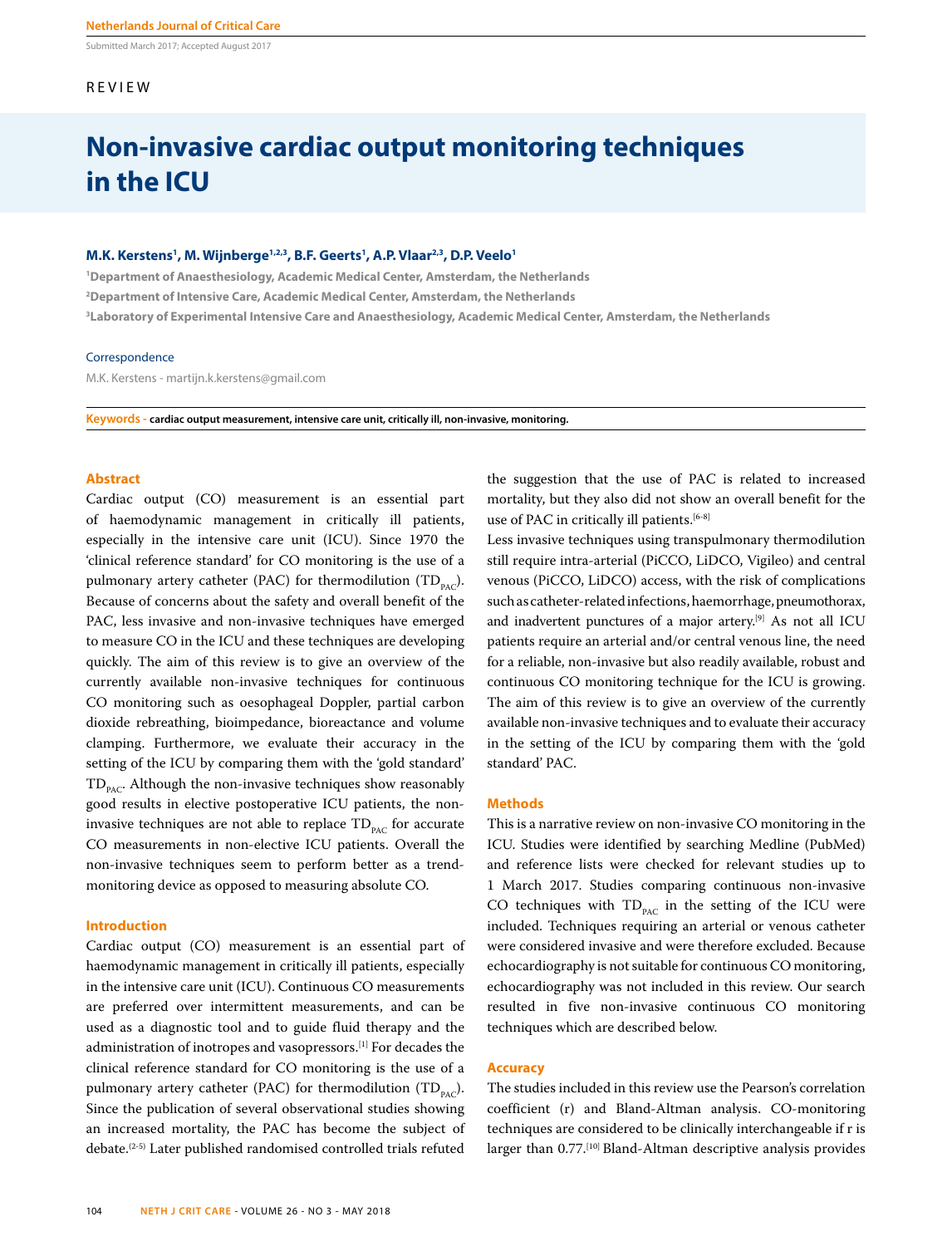Submitted March 2017; Accepted August 2017

REVIEW

# Non-invasive cardiac output monitoring techniques in the ICU

**M.K. Kerstens[1], M. Wijnberge[1,2,3], B.F. Geerts[1], A.P. Vlaar[2,3], D.P. Veelo[1]**

[1]Department of Anaesthesiology, Academic Medical Center, Amsterdam, the Netherlands
[2]Department of Intensive Care, Academic Medical Center, Amsterdam, the Netherlands
[3]Laboratory of Experimental Intensive Care and Anaesthesiology, Academic Medical Center, Amsterdam, the Netherlands

Correspondence

M.K. Kerstens - martijn.k.kerstens@gmail.com

**Keywords - cardiac output measurement, intensive care unit, critically ill, non-invasive, monitoring.**

## Abstract

Cardiac output (CO) measurement is an essential part of haemodynamic management in critically ill patients, especially in the intensive care unit (ICU). Since 1970 the 'clinical reference standard' for CO monitoring is the use of a pulmonary artery catheter (PAC) for thermodilution ($TD_{PAC}$). Because of concerns about the safety and overall benefit of the PAC, less invasive and non-invasive techniques have emerged to measure CO in the ICU and these techniques are developing quickly. The aim of this review is to give an overview of the currently available non-invasive techniques for continuous CO monitoring such as oesophageal Doppler, partial carbon dioxide rebreathing, bioimpedance, bioreactance and volume clamping. Furthermore, we evaluate their accuracy in the setting of the ICU by comparing them with the 'gold standard' $TD_{PAC}$. Although the non-invasive techniques show reasonably good results in elective postoperative ICU patients, the non-invasive techniques are not able to replace $TD_{PAC}$ for accurate CO measurements in non-elective ICU patients. Overall the non-invasive techniques seem to perform better as a trend-monitoring device as opposed to measuring absolute CO.

## Introduction

Cardiac output (CO) measurement is an essential part of haemodynamic management in critically ill patients, especially in the intensive care unit (ICU). Continuous CO measurements are preferred over intermittent measurements, and can be used as a diagnostic tool and to guide fluid therapy and the administration of inotropes and vasopressors.[1] For decades the clinical reference standard for CO monitoring is the use of a pulmonary artery catheter (PAC) for thermodilution ($TD_{PAC}$). Since the publication of several observational studies showing an increased mortality, the PAC has become the subject of debate.[2-5] Later published randomised controlled trials refuted the suggestion that the use of PAC is related to increased mortality, but they also did not show an overall benefit for the use of PAC in critically ill patients.[6-8]

Less invasive techniques using transpulmonary thermodilution still require intra-arterial (PiCCO, LiDCO, Vigileo) and central venous (PiCCO, LiDCO) access, with the risk of complications such as catheter-related infections, haemorrhage, pneumothorax, and inadvertent punctures of a major artery.[9] As not all ICU patients require an arterial and/or central venous line, the need for a reliable, non-invasive but also readily available, robust and continuous CO monitoring technique for the ICU is growing. The aim of this review is to give an overview of the currently available non-invasive techniques and to evaluate their accuracy in the setting of the ICU by comparing them with the 'gold standard' PAC.

## Methods

This is a narrative review on non-invasive CO monitoring in the ICU. Studies were identified by searching Medline (PubMed) and reference lists were checked for relevant studies up to 1 March 2017. Studies comparing continuous non-invasive CO techniques with $TD_{PAC}$ in the setting of the ICU were included. Techniques requiring an arterial or venous catheter were considered invasive and were therefore excluded. Because echocardiography is not suitable for continuous CO monitoring, echocardiography was not included in this review. Our search resulted in five non-invasive continuous CO monitoring techniques which are described below.

## Accuracy

The studies included in this review use the Pearson's correlation coefficient (r) and Bland-Altman analysis. CO-monitoring techniques are considered to be clinically interchangeable if r is larger than 0.77.[10] Bland-Altman descriptive analysis provides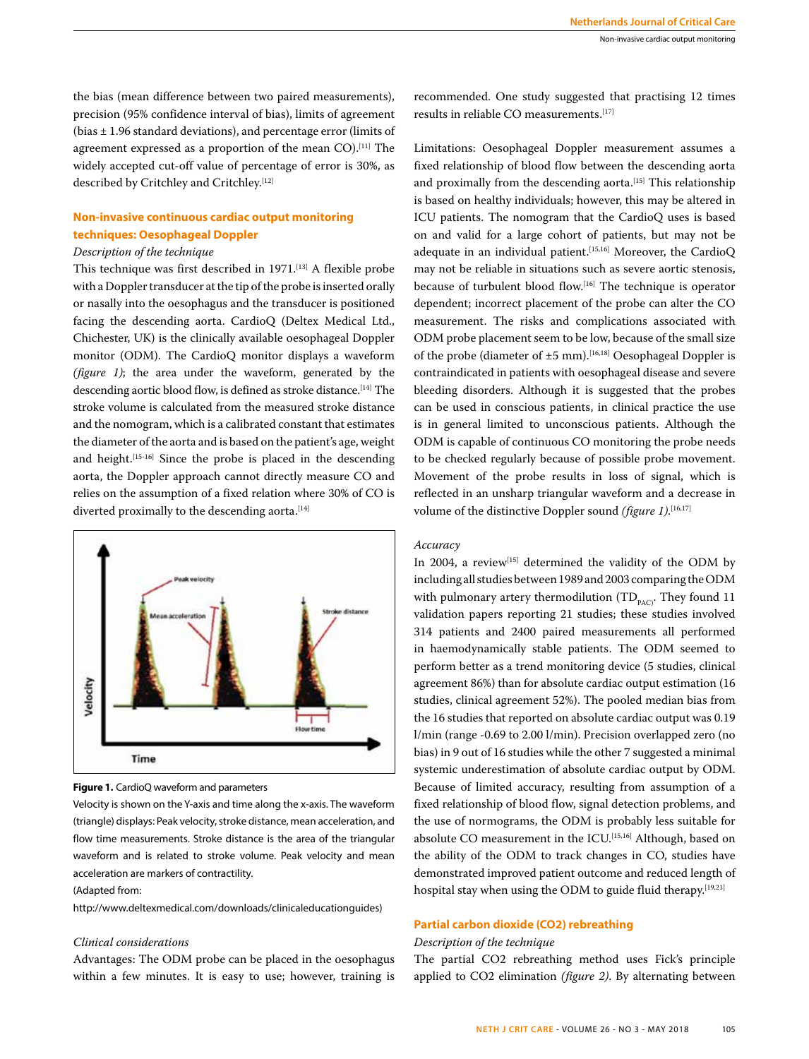the bias (mean difference between two paired measurements), precision (95% confidence interval of bias), limits of agreement (bias ± 1.96 standard deviations), and percentage error (limits of agreement expressed as a proportion of the mean CO).[11] The widely accepted cut-off value of percentage of error is 30%, as described by Critchley and Critchley.[12]

## Non-invasive continuous cardiac output monitoring techniques: Oesophageal Doppler

### *Description of the technique*

This technique was first described in 1971.[13] A flexible probe with a Doppler transducer at the tip of the probe is inserted orally or nasally into the oesophagus and the transducer is positioned facing the descending aorta. CardioQ (Deltex Medical Ltd., Chichester, UK) is the clinically available oesophageal Doppler monitor (ODM). The CardioQ monitor displays a waveform *(figure 1)*; the area under the waveform, generated by the descending aortic blood flow, is defined as stroke distance.[14] The stroke volume is calculated from the measured stroke distance and the nomogram, which is a calibrated constant that estimates the diameter of the aorta and is based on the patient's age, weight and height.[15-16] Since the probe is placed in the descending aorta, the Doppler approach cannot directly measure CO and relies on the assumption of a fixed relation where 30% of CO is diverted proximally to the descending aorta.[14]

**Figure 1.** CardioQ waveform and parameters

Velocity is shown on the Y-axis and time along the x-axis. The waveform (triangle) displays: Peak velocity, stroke distance, mean acceleration, and flow time measurements. Stroke distance is the area of the triangular waveform and is related to stroke volume. Peak velocity and mean acceleration are markers of contractility.

(Adapted from:

http://www.deltexmedical.com/downloads/clinicaleducationguides)

### *Clinical considerations*

Advantages: The ODM probe can be placed in the oesophagus within a few minutes. It is easy to use; however, training is recommended. One study suggested that practising 12 times results in reliable CO measurements.[17]

Limitations: Oesophageal Doppler measurement assumes a fixed relationship of blood flow between the descending aorta and proximally from the descending aorta.[15] This relationship is based on healthy individuals; however, this may be altered in ICU patients. The nomogram that the CardioQ uses is based on and valid for a large cohort of patients, but may not be adequate in an individual patient.[15,16] Moreover, the CardioQ may not be reliable in situations such as severe aortic stenosis, because of turbulent blood flow.[16] The technique is operator dependent; incorrect placement of the probe can alter the CO measurement. The risks and complications associated with ODM probe placement seem to be low, because of the small size of the probe (diameter of ±5 mm).[16,18] Oesophageal Doppler is contraindicated in patients with oesophageal disease and severe bleeding disorders. Although it is suggested that the probes can be used in conscious patients, in clinical practice the use is in general limited to unconscious patients. Although the ODM is capable of continuous CO monitoring the probe needs to be checked regularly because of possible probe movement. Movement of the probe results in loss of signal, which is reflected in an unsharp triangular waveform and a decrease in volume of the distinctive Doppler sound *(figure 1)*.[16,17]

### *Accuracy*

In 2004, a review[15] determined the validity of the ODM by including all studies between 1989 and 2003 comparing the ODM with pulmonary artery thermodilution ($TD_{PAC}$). They found 11 validation papers reporting 21 studies; these studies involved 314 patients and 2400 paired measurements all performed in haemodynamically stable patients. The ODM seemed to perform better as a trend monitoring device (5 studies, clinical agreement 86%) than for absolute cardiac output estimation (16 studies, clinical agreement 52%). The pooled median bias from the 16 studies that reported on absolute cardiac output was 0.19 l/min (range -0.69 to 2.00 l/min). Precision overlapped zero (no bias) in 9 out of 16 studies while the other 7 suggested a minimal systemic underestimation of absolute cardiac output by ODM. Because of limited accuracy, resulting from assumption of a fixed relationship of blood flow, signal detection problems, and the use of normograms, the ODM is probably less suitable for absolute CO measurement in the ICU.[15,16] Although, based on the ability of the ODM to track changes in CO, studies have demonstrated improved patient outcome and reduced length of hospital stay when using the ODM to guide fluid therapy.[19,21]

## Partial carbon dioxide (CO2) rebreathing

### *Description of the technique*

The partial CO2 rebreathing method uses Fick's principle applied to CO2 elimination *(figure 2)*. By alternating between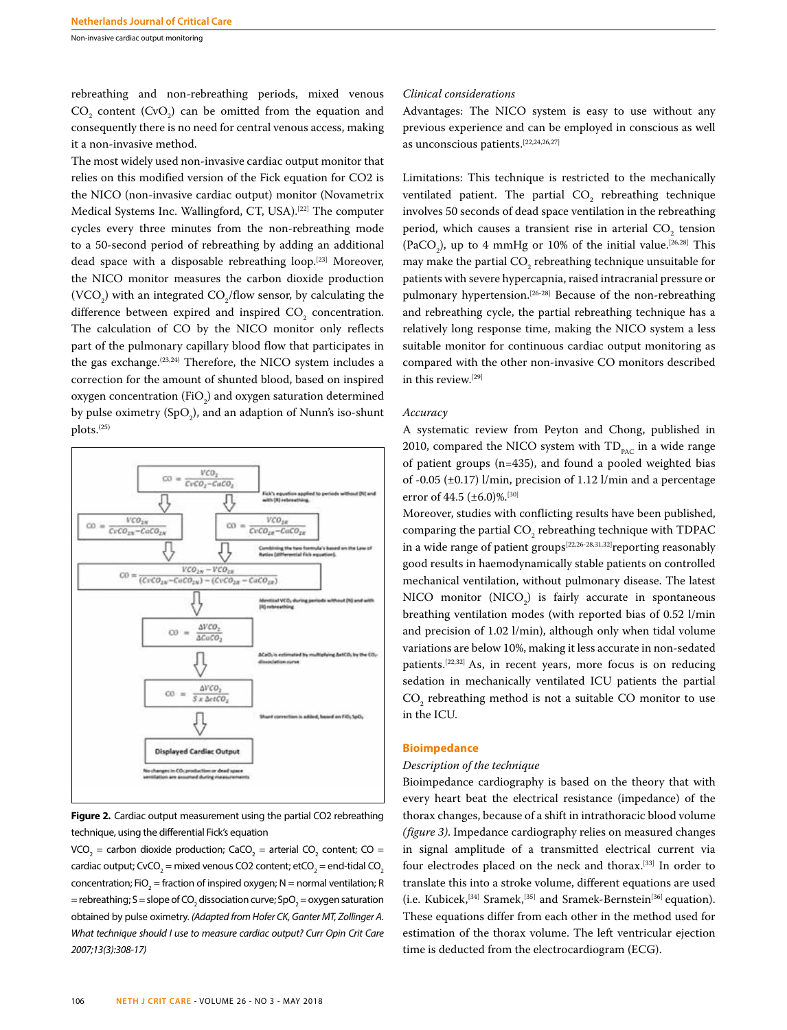rebreathing and non-rebreathing periods, mixed venous $CO_2$ content ($CvO_2$) can be omitted from the equation and consequently there is no need for central venous access, making it a non-invasive method.

The most widely used non-invasive cardiac output monitor that relies on this modified version of the Fick equation for CO2 is the NICO (non-invasive cardiac output) monitor (Novametrix Medical Systems Inc. Wallingford, CT, USA).[22] The computer cycles every three minutes from the non-rebreathing mode to a 50-second period of rebreathing by adding an additional dead space with a disposable rebreathing loop.[23] Moreover, the NICO monitor measures the carbon dioxide production ($VCO_2$) with an integrated $CO_2$/flow sensor, by calculating the difference between expired and inspired $CO_2$ concentration. The calculation of CO by the NICO monitor only reflects part of the pulmonary capillary blood flow that participates in the gas exchange.[23,24] Therefore, the NICO system includes a correction for the amount of shunted blood, based on inspired oxygen concentration ($FiO_2$) and oxygen saturation determined by pulse oximetry ($SpO_2$), and an adaption of Nunn's iso-shunt plots.[25]

$$CO = \frac{VCO_2}{CvCO_2 - CaCO_2}$$

Fick's equation applied to periods without (N) and with (R) rebreathing.

$$CO = \frac{VCO_{2N}}{CvCO_{2N} - CaCO_{2N}} \qquad CO = \frac{VCO_{2R}}{CvCO_{2R} - CaCO_{2R}}$$

Combining the two formula's based on the Law of Ratios (differential Fick equation).

$$CO = \frac{VCO_{2N} - VCO_{2R}}{(CvCO_{2N} - CaCO_{2N}) - (CvCO_{2R} - CaCO_{2R})}$$

Identical $VCO_2$ during periods without (N) and with (R) rebreathing

$$CO = \frac{\Delta VCO_2}{\Delta CaCO_2}$$

$\Delta CaCO_2$ is estimated by multiplying $\Delta etCO_2$ by the $CO_2$-dissociation curve

$$CO = \frac{\Delta VCO_2}{S \times \Delta etCO_2}$$

Shunt correction is added, based on $FiO_2$ $SpO_2$

Displayed Cardiac Output

No changes in $CO_2$ production or dead space ventilation are assumed during measurements

**Figure 2.** Cardiac output measurement using the partial CO2 rebreathing technique, using the differential Fick's equation

$VCO_2$ = carbon dioxide production; $CaCO_2$ = arterial $CO_2$ content; CO = cardiac output; $CvCO_2$ = mixed venous CO2 content; $etCO_2$ = end-tidal $CO_2$ concentration; $FiO_2$ = fraction of inspired oxygen; N = normal ventilation; R = rebreathing; S = slope of $CO_2$ dissociation curve; $SpO_2$ = oxygen saturation obtained by pulse oximetry. *(Adapted from Hofer CK, Ganter MT, Zollinger A. What technique should I use to measure cardiac output? Curr Opin Crit Care 2007;13(3):308-17)*

*Clinical considerations*

Advantages: The NICO system is easy to use without any previous experience and can be employed in conscious as well as unconscious patients.[22,24,26,27]

Limitations: This technique is restricted to the mechanically ventilated patient. The partial $CO_2$ rebreathing technique involves 50 seconds of dead space ventilation in the rebreathing period, which causes a transient rise in arterial $CO_2$ tension ($PaCO_2$), up to 4 mmHg or 10% of the initial value.[26,28] This may make the partial $CO_2$ rebreathing technique unsuitable for patients with severe hypercapnia, raised intracranial pressure or pulmonary hypertension.[26-28] Because of the non-rebreathing and rebreathing cycle, the partial rebreathing technique has a relatively long response time, making the NICO system a less suitable monitor for continuous cardiac output monitoring as compared with the other non-invasive CO monitors described in this review.[29]

*Accuracy*

A systematic review from Peyton and Chong, published in 2010, compared the NICO system with $TD_{PAC}$ in a wide range of patient groups (n=435), and found a pooled weighted bias of -0.05 (±0.17) l/min, precision of 1.12 l/min and a percentage error of 44.5 (±6.0)%.[30]

Moreover, studies with conflicting results have been published, comparing the partial $CO_2$ rebreathing technique with TDPAC in a wide range of patient groups[22,26-28,31,32]reporting reasonably good results in haemodynamically stable patients on controlled mechanical ventilation, without pulmonary disease. The latest NICO monitor ($NICO_2$) is fairly accurate in spontaneous breathing ventilation modes (with reported bias of 0.52 l/min and precision of 1.02 l/min), although only when tidal volume variations are below 10%, making it less accurate in non-sedated patients.[22,32] As, in recent years, more focus is on reducing sedation in mechanically ventilated ICU patients the partial $CO_2$ rebreathing method is not a suitable CO monitor to use in the ICU.

## Bioimpedance

*Description of the technique*

Bioimpedance cardiography is based on the theory that with every heart beat the electrical resistance (impedance) of the thorax changes, because of a shift in intrathoracic blood volume *(figure 3)*. Impedance cardiography relies on measured changes in signal amplitude of a transmitted electrical current via four electrodes placed on the neck and thorax.[33] In order to translate this into a stroke volume, different equations are used (i.e. Kubicek,[34] Sramek,[35] and Sramek-Bernstein[36] equation). These equations differ from each other in the method used for estimation of the thorax volume. The left ventricular ejection time is deducted from the electrocardiogram (ECG).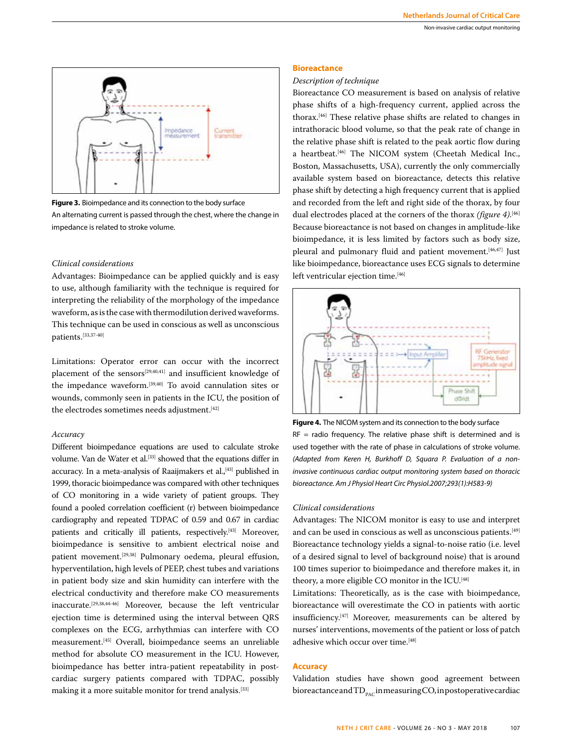**Figure 3.** Bioimpedance and its connection to the body surface
An alternating current is passed through the chest, where the change in impedance is related to stroke volume.

*Clinical considerations*

Advantages: Bioimpedance can be applied quickly and is easy to use, although familiarity with the technique is required for interpreting the reliability of the morphology of the impedance waveform, as is the case with thermodilution derived waveforms. This technique can be used in conscious as well as unconscious patients.[33,37-40]

Limitations: Operator error can occur with the incorrect placement of the sensors[29,40,41] and insufficient knowledge of the impedance waveform.[39,40] To avoid cannulation sites or wounds, commonly seen in patients in the ICU, the position of the electrodes sometimes needs adjustment.[42]

*Accuracy*

Different bioimpedance equations are used to calculate stroke volume. Van de Water et al.[33] showed that the equations differ in accuracy. In a meta-analysis of Raaijmakers et al.,[43] published in 1999, thoracic bioimpedance was compared with other techniques of CO monitoring in a wide variety of patient groups. They found a pooled correlation coefficient (r) between bioimpedance cardiography and repeated TDPAC of 0.59 and 0.67 in cardiac patients and critically ill patients, respectively.[43] Moreover, bioimpedance is sensitive to ambient electrical noise and patient movement.[29,38] Pulmonary oedema, pleural effusion, hyperventilation, high levels of PEEP, chest tubes and variations in patient body size and skin humidity can interfere with the electrical conductivity and therefore make CO measurements inaccurate.[29,38,44-46] Moreover, because the left ventricular ejection time is determined using the interval between QRS complexes on the ECG, arrhythmias can interfere with CO measurement.[45] Overall, bioimpedance seems an unreliable method for absolute CO measurement in the ICU. However, bioimpedance has better intra-patient repeatability in post-cardiac surgery patients compared with TDPAC, possibly making it a more suitable monitor for trend analysis.[33]

## Bioreactance

*Description of technique*

Bioreactance CO measurement is based on analysis of relative phase shifts of a high-frequency current, applied across the thorax.[46] These relative phase shifts are related to changes in intrathoracic blood volume, so that the peak rate of change in the relative phase shift is related to the peak aortic flow during a heartbeat.[46] The NICOM system (Cheetah Medical Inc., Boston, Massachusetts, USA), currently the only commercially available system based on bioreactance, detects this relative phase shift by detecting a high frequency current that is applied and recorded from the left and right side of the thorax, by four dual electrodes placed at the corners of the thorax *(figure 4)*.[46] Because bioreactance is not based on changes in amplitude-like bioimpedance, it is less limited by factors such as body size, pleural and pulmonary fluid and patient movement.[46,47] Just like bioimpedance, bioreactance uses ECG signals to determine left ventricular ejection time.[46]

**Figure 4.** The NICOM system and its connection to the body surface
RF = radio frequency. The relative phase shift is determined and is used together with the rate of phase in calculations of stroke volume. *(Adapted from Keren H, Burkhoff D, Squara P. Evaluation of a non-invasive continuous cardiac output monitoring system based on thoracic bioreactance. Am J Physiol Heart Circ Physiol.2007;293(1):H583-9)*

*Clinical considerations*

Advantages: The NICOM monitor is easy to use and interpret and can be used in conscious as well as unconscious patients.[49] Bioreactance technology yields a signal-to-noise ratio (i.e. level of a desired signal to level of background noise) that is around 100 times superior to bioimpedance and therefore makes it, in theory, a more eligible CO monitor in the ICU.[48]

Limitations: Theoretically, as is the case with bioimpedance, bioreactance will overestimate the CO in patients with aortic insufficiency.[47] Moreover, measurements can be altered by nurses' interventions, movements of the patient or loss of patch adhesive which occur over time.[48]

## Accuracy

Validation studies have shown good agreement between bioreactance and $TD_{PAC}$ in measuring CO, in postoperative cardiac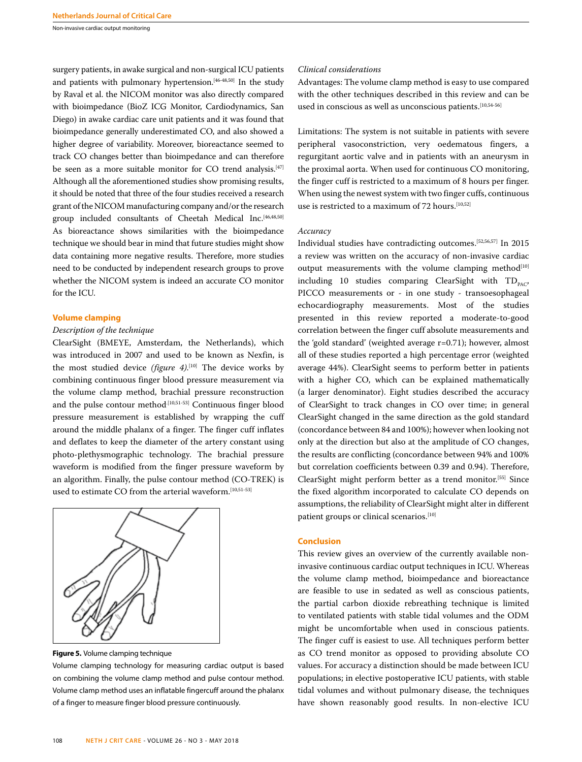surgery patients, in awake surgical and non-surgical ICU patients and patients with pulmonary hypertension.[46-48,50] In the study by Raval et al. the NICOM monitor was also directly compared with bioimpedance (BioZ ICG Monitor, Cardiodynamics, San Diego) in awake cardiac care unit patients and it was found that bioimpedance generally underestimated CO, and also showed a higher degree of variability. Moreover, bioreactance seemed to track CO changes better than bioimpedance and can therefore be seen as a more suitable monitor for CO trend analysis.[47] Although all the aforementioned studies show promising results, it should be noted that three of the four studies received a research grant of the NICOM manufacturing company and/or the research group included consultants of Cheetah Medical Inc.[46,48,50] As bioreactance shows similarities with the bioimpedance technique we should bear in mind that future studies might show data containing more negative results. Therefore, more studies need to be conducted by independent research groups to prove whether the NICOM system is indeed an accurate CO monitor for the ICU.

## Volume clamping

*Description of the technique*

ClearSight (BMEYE, Amsterdam, the Netherlands), which was introduced in 2007 and used to be known as Nexfin, is the most studied device *(figure 4)*.[10] The device works by combining continuous finger blood pressure measurement via the volume clamp method, brachial pressure reconstruction and the pulse contour method.[10,51-53] Continuous finger blood pressure measurement is established by wrapping the cuff around the middle phalanx of a finger. The finger cuff inflates and deflates to keep the diameter of the artery constant using photo-plethysmographic technology. The brachial pressure waveform is modified from the finger pressure waveform by an algorithm. Finally, the pulse contour method (CO-TREK) is used to estimate CO from the arterial waveform.[10,51-53]

**Figure 5.** Volume clamping technique

Volume clamping technology for measuring cardiac output is based on combining the volume clamp method and pulse contour method. Volume clamp method uses an inflatable fingercuff around the phalanx of a finger to measure finger blood pressure continuously.

*Clinical considerations*

Advantages: The volume clamp method is easy to use compared with the other techniques described in this review and can be used in conscious as well as unconscious patients.[10,54-56]

Limitations: The system is not suitable in patients with severe peripheral vasoconstriction, very oedematous fingers, a regurgitant aortic valve and in patients with an aneurysm in the proximal aorta. When used for continuous CO monitoring, the finger cuff is restricted to a maximum of 8 hours per finger. When using the newest system with two finger cuffs, continuous use is restricted to a maximum of 72 hours.[10,52]

*Accuracy*

Individual studies have contradicting outcomes.[52,56,57] In 2015 a review was written on the accuracy of non-invasive cardiac output measurements with the volume clamping method[10] including 10 studies comparing ClearSight with $TD_{PAC}$, PICCO measurements or - in one study - transoesophageal echocardiography measurements. Most of the studies presented in this review reported a moderate-to-good correlation between the finger cuff absolute measurements and the 'gold standard' (weighted average r=0.71); however, almost all of these studies reported a high percentage error (weighted average 44%). ClearSight seems to perform better in patients with a higher CO, which can be explained mathematically (a larger denominator). Eight studies described the accuracy of ClearSight to track changes in CO over time; in general ClearSight changed in the same direction as the gold standard (concordance between 84 and 100%); however when looking not only at the direction but also at the amplitude of CO changes, the results are conflicting (concordance between 94% and 100% but correlation coefficients between 0.39 and 0.94). Therefore, ClearSight might perform better as a trend monitor.[55] Since the fixed algorithm incorporated to calculate CO depends on assumptions, the reliability of ClearSight might alter in different patient groups or clinical scenarios.[10]

## Conclusion

This review gives an overview of the currently available non-invasive continuous cardiac output techniques in ICU. Whereas the volume clamp method, bioimpedance and bioreactance are feasible to use in sedated as well as conscious patients, the partial carbon dioxide rebreathing technique is limited to ventilated patients with stable tidal volumes and the ODM might be uncomfortable when used in conscious patients. The finger cuff is easiest to use. All techniques perform better as CO trend monitor as opposed to providing absolute CO values. For accuracy a distinction should be made between ICU populations; in elective postoperative ICU patients, with stable tidal volumes and without pulmonary disease, the techniques have shown reasonably good results. In non-elective ICU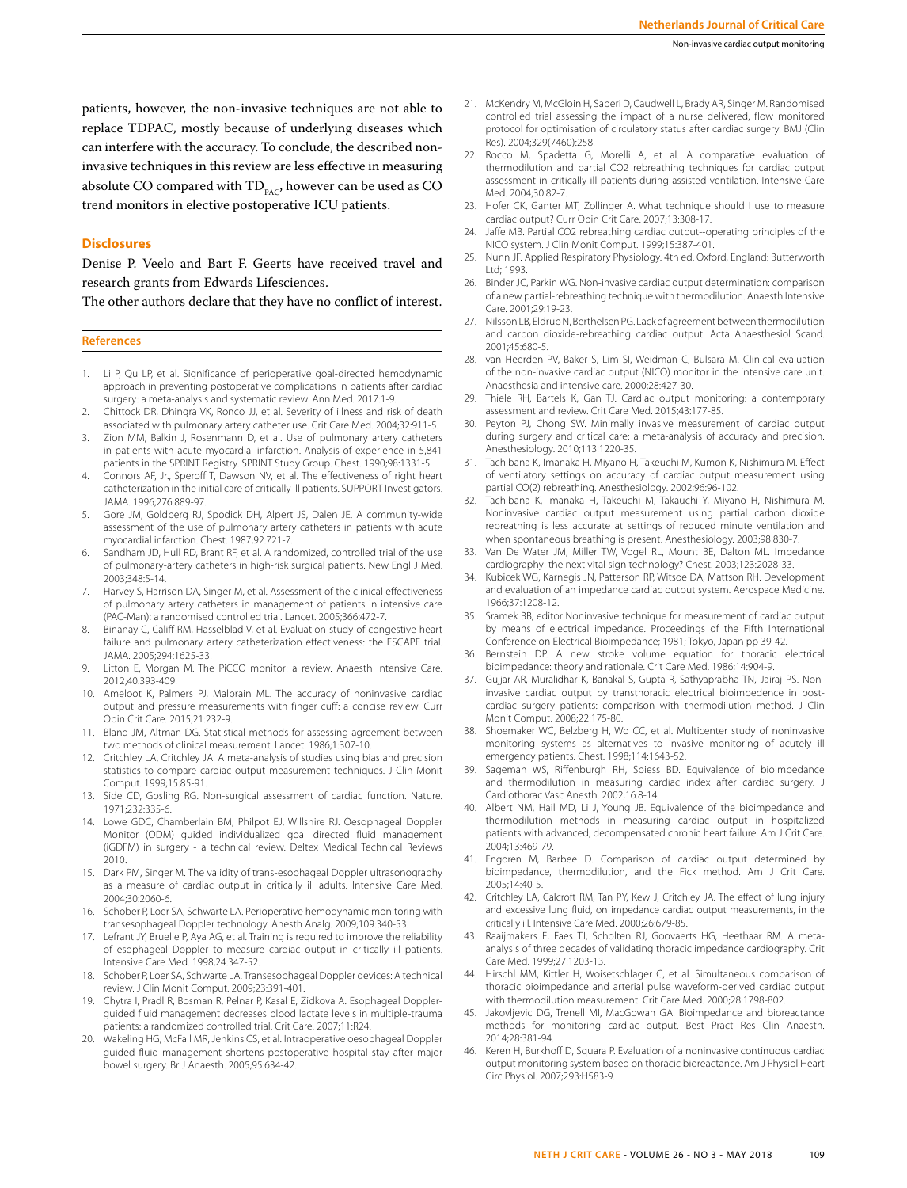patients, however, the non-invasive techniques are not able to replace TDPAC, mostly because of underlying diseases which can interfere with the accuracy. To conclude, the described non-invasive techniques in this review are less effective in measuring absolute CO compared with $TD_{PAC}$, however can be used as CO trend monitors in elective postoperative ICU patients.

## Disclosures

Denise P. Veelo and Bart F. Geerts have received travel and research grants from Edwards Lifesciences.

The other authors declare that they have no conflict of interest.

## References

1. Li P, Qu LP, et al. Significance of perioperative goal-directed hemodynamic approach in preventing postoperative complications in patients after cardiac surgery: a meta-analysis and systematic review. Ann Med. 2017:1-9.
2. Chittock DR, Dhingra VK, Ronco JJ, et al. Severity of illness and risk of death associated with pulmonary artery catheter use. Crit Care Med. 2004;32:911-5.
3. Zion MM, Balkin J, Rosenmann D, et al. Use of pulmonary artery catheters in patients with acute myocardial infarction. Analysis of experience in 5,841 patients in the SPRINT Registry. SPRINT Study Group. Chest. 1990;98:1331-5.
4. Connors AF, Jr., Speroff T, Dawson NV, et al. The effectiveness of right heart catheterization in the initial care of critically ill patients. SUPPORT Investigators. JAMA. 1996;276:889-97.
5. Gore JM, Goldberg RJ, Spodick DH, Alpert JS, Dalen JE. A community-wide assessment of the use of pulmonary artery catheters in patients with acute myocardial infarction. Chest. 1987;92:721-7.
6. Sandham JD, Hull RD, Brant RF, et al. A randomized, controlled trial of the use of pulmonary-artery catheters in high-risk surgical patients. New Engl J Med. 2003;348:5-14.
7. Harvey S, Harrison DA, Singer M, et al. Assessment of the clinical effectiveness of pulmonary artery catheters in management of patients in intensive care (PAC-Man): a randomised controlled trial. Lancet. 2005;366:472-7.
8. Binanay C, Califf RM, Hasselblad V, et al. Evaluation study of congestive heart failure and pulmonary artery catheterization effectiveness: the ESCAPE trial. JAMA. 2005;294:1625-33.
9. Litton E, Morgan M. The PiCCO monitor: a review. Anaesth Intensive Care. 2012;40:393-409.
10. Ameloot K, Palmers PJ, Malbrain ML. The accuracy of noninvasive cardiac output and pressure measurements with finger cuff: a concise review. Curr Opin Crit Care. 2015;21:232-9.
11. Bland JM, Altman DG. Statistical methods for assessing agreement between two methods of clinical measurement. Lancet. 1986;1:307-10.
12. Critchley LA, Critchley JA. A meta-analysis of studies using bias and precision statistics to compare cardiac output measurement techniques. J Clin Monit Comput. 1999;15:85-91.
13. Side CD, Gosling RG. Non-surgical assessment of cardiac function. Nature. 1971;232:335-6.
14. Lowe GDC, Chamberlain BM, Philpot EJ, Willshire RJ. Oesophageal Doppler Monitor (ODM) guided individualized goal directed fluid management (iGDFM) in surgery - a technical review. Deltex Medical Technical Reviews 2010.
15. Dark PM, Singer M. The validity of trans-esophageal Doppler ultrasonography as a measure of cardiac output in critically ill adults. Intensive Care Med. 2004;30:2060-6.
16. Schober P, Loer SA, Schwarte LA. Perioperative hemodynamic monitoring with transesophageal Doppler technology. Anesth Analg. 2009;109:340-53.
17. Lefrant JY, Bruelle P, Aya AG, et al. Training is required to improve the reliability of esophageal Doppler to measure cardiac output in critically ill patients. Intensive Care Med. 1998;24:347-52.
18. Schober P, Loer SA, Schwarte LA. Transesophageal Doppler devices: A technical review. J Clin Monit Comput. 2009;23:391-401.
19. Chytra I, Pradl R, Bosman R, Pelnar P, Kasal E, Zidkova A. Esophageal Doppler-guided fluid management decreases blood lactate levels in multiple-trauma patients: a randomized controlled trial. Crit Care. 2007;11:R24.
20. Wakeling HG, McFall MR, Jenkins CS, et al. Intraoperative oesophageal Doppler guided fluid management shortens postoperative hospital stay after major bowel surgery. Br J Anaesth. 2005;95:634-42.
21. McKendry M, McGloin H, Saberi D, Caudwell L, Brady AR, Singer M. Randomised controlled trial assessing the impact of a nurse delivered, flow monitored protocol for optimisation of circulatory status after cardiac surgery. BMJ (Clin Res). 2004;329(7460):258.
22. Rocco M, Spadetta G, Morelli A, et al. A comparative evaluation of thermodilution and partial CO2 rebreathing techniques for cardiac output assessment in critically ill patients during assisted ventilation. Intensive Care Med. 2004;30:82-7.
23. Hofer CK, Ganter MT, Zollinger A. What technique should I use to measure cardiac output? Curr Opin Crit Care. 2007;13:308-17.
24. Jaffe MB. Partial CO2 rebreathing cardiac output--operating principles of the NICO system. J Clin Monit Comput. 1999;15:387-401.
25. Nunn JF. Applied Respiratory Physiology. 4th ed. Oxford, England: Butterworth Ltd; 1993.
26. Binder JC, Parkin WG. Non-invasive cardiac output determination: comparison of a new partial-rebreathing technique with thermodilution. Anaesth Intensive Care. 2001;29:19-23.
27. Nilsson LB, Eldrup N, Berthelsen PG. Lack of agreement between thermodilution and carbon dioxide-rebreathing cardiac output. Acta Anaesthesiol Scand. 2001;45:680-5.
28. van Heerden PV, Baker S, Lim SI, Weidman C, Bulsara M. Clinical evaluation of the non-invasive cardiac output (NICO) monitor in the intensive care unit. Anaesthesia and intensive care. 2000;28:427-30.
29. Thiele RH, Bartels K, Gan TJ. Cardiac output monitoring: a contemporary assessment and review. Crit Care Med. 2015;43:177-85.
30. Peyton PJ, Chong SW. Minimally invasive measurement of cardiac output during surgery and critical care: a meta-analysis of accuracy and precision. Anesthesiology. 2010;113:1220-35.
31. Tachibana K, Imanaka H, Miyano H, Takeuchi M, Kumon K, Nishimura M. Effect of ventilatory settings on accuracy of cardiac output measurement using partial CO(2) rebreathing. Anesthesiology. 2002;96:96-102.
32. Tachibana K, Imanaka H, Takeuchi M, Takauchi Y, Miyano H, Nishimura M. Noninvasive cardiac output measurement using partial carbon dioxide rebreathing is less accurate at settings of reduced minute ventilation and when spontaneous breathing is present. Anesthesiology. 2003;98:830-7.
33. Van De Water JM, Miller TW, Vogel RL, Mount BE, Dalton ML. Impedance cardiography: the next vital sign technology? Chest. 2003;123:2028-33.
34. Kubicek WG, Karnegis JN, Patterson RP, Witsoe DA, Mattson RH. Development and evaluation of an impedance cardiac output system. Aerospace Medicine. 1966;37:1208-12.
35. Sramek BB, editor Noninvasive technique for measurement of cardiac output by means of electrical impedance. Proceedings of the Fifth International Conference on Electrical Bioimpedance; 1981; Tokyo, Japan pp 39-42.
36. Bernstein DP. A new stroke volume equation for thoracic electrical bioimpedance: theory and rationale. Crit Care Med. 1986;14:904-9.
37. Gujjar AR, Muralidhar K, Banakal S, Gupta R, Sathyaprabha TN, Jairaj PS. Non-invasive cardiac output by transthoracic electrical bioimpedence in post-cardiac surgery patients: comparison with thermodilution method. J Clin Monit Comput. 2008;22:175-80.
38. Shoemaker WC, Belzberg H, Wo CC, et al. Multicenter study of noninvasive monitoring systems as alternatives to invasive monitoring of acutely ill emergency patients. Chest. 1998;114:1643-52.
39. Sageman WS, Riffenburgh RH, Spiess BD. Equivalence of bioimpedance and thermodilution in measuring cardiac index after cardiac surgery. J Cardiothorac Vasc Anesth. 2002;16:8-14.
40. Albert NM, Hail MD, Li J, Young JB. Equivalence of the bioimpedance and thermodilution methods in measuring cardiac output in hospitalized patients with advanced, decompensated chronic heart failure. Am J Crit Care. 2004;13:469-79.
41. Engoren M, Barbee D. Comparison of cardiac output determined by bioimpedance, thermodilution, and the Fick method. Am J Crit Care. 2005;14:40-5.
42. Critchley LA, Calcroft RM, Tan PY, Kew J, Critchley JA. The effect of lung injury and excessive lung fluid, on impedance cardiac output measurements, in the critically ill. Intensive Care Med. 2000;26:679-85.
43. Raaijmakers E, Faes TJ, Scholten RJ, Goovaerts HG, Heethaar RM. A meta-analysis of three decades of validating thoracic impedance cardiography. Crit Care Med. 1999;27:1203-13.
44. Hirschl MM, Kittler H, Woisetschlager C, et al. Simultaneous comparison of thoracic bioimpedance and arterial pulse waveform-derived cardiac output with thermodilution measurement. Crit Care Med. 2000;28:1798-802.
45. Jakovljevic DG, Trenell MI, MacGowan GA. Bioimpedance and bioreactance methods for monitoring cardiac output. Best Pract Res Clin Anaesth. 2014;28:381-94.
46. Keren H, Burkhoff D, Squara P. Evaluation of a noninvasive continuous cardiac output monitoring system based on thoracic bioreactance. Am J Physiol Heart Circ Physiol. 2007;293:H583-9.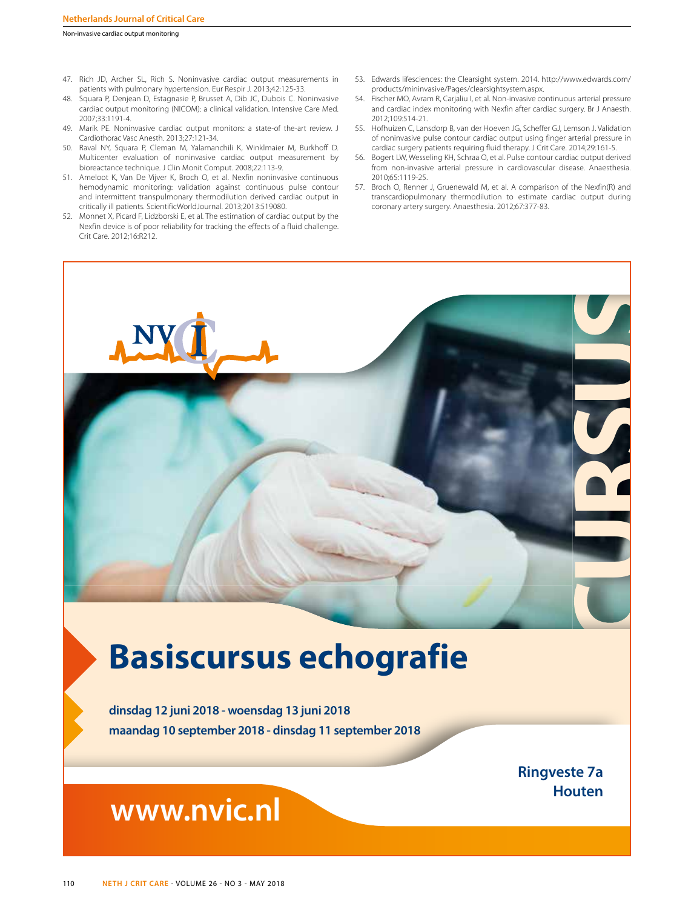47. Rich JD, Archer SL, Rich S. Noninvasive cardiac output measurements in patients with pulmonary hypertension. Eur Respir J. 2013;42:125-33.
48. Squara P, Denjean D, Estagnasie P, Brusset A, Dib JC, Dubois C. Noninvasive cardiac output monitoring (NICOM): a clinical validation. Intensive Care Med. 2007;33:1191-4.
49. Marik PE. Noninvasive cardiac output monitors: a state-of the-art review. J Cardiothorac Vasc Anesth. 2013;27:121-34.
50. Raval NY, Squara P, Cleman M, Yalamanchili K, Winklmaier M, Burkhoff D. Multicenter evaluation of noninvasive cardiac output measurement by bioreactance technique. J Clin Monit Comput. 2008;22:113-9.
51. Ameloot K, Van De Vijver K, Broch O, et al. Nexfin noninvasive continuous hemodynamic monitoring: validation against continuous pulse contour and intermittent transpulmonary thermodilution derived cardiac output in critically ill patients. ScientificWorldJournal. 2013;2013:519080.
52. Monnet X, Picard F, Lidzborski E, et al. The estimation of cardiac output by the Nexfin device is of poor reliability for tracking the effects of a fluid challenge. Crit Care. 2012;16:R212.
53. Edwards lifesciences: the Clearsight system. 2014. http://www.edwards.com/products/mininvasive/Pages/clearsightsystem.aspx.
54. Fischer MO, Avram R, Carjaliu I, et al. Non-invasive continuous arterial pressure and cardiac index monitoring with Nexfin after cardiac surgery. Br J Anaesth. 2012;109:514-21.
55. Hofhuizen C, Lansdorp B, van der Hoeven JG, Scheffer GJ, Lemson J. Validation of noninvasive pulse contour cardiac output using finger arterial pressure in cardiac surgery patients requiring fluid therapy. J Crit Care. 2014;29:161-5.
56. Bogert LW, Wesseling KH, Schraa O, et al. Pulse contour cardiac output derived from non-invasive arterial pressure in cardiovascular disease. Anaesthesia. 2010;65:1119-25.
57. Broch O, Renner J, Gruenewald M, et al. A comparison of the Nexfin(R) and transcardiopulmonary thermodilution to estimate cardiac output during coronary artery surgery. Anaesthesia. 2012;67:377-83.

NVIC

CURSUS

# Basiscursus echografie

**dinsdag 12 juni 2018 - woensdag 13 juni 2018**
**maandag 10 september 2018 - dinsdag 11 september 2018**

**Ringveste 7a**
**Houten**

**www.nvic.nl**